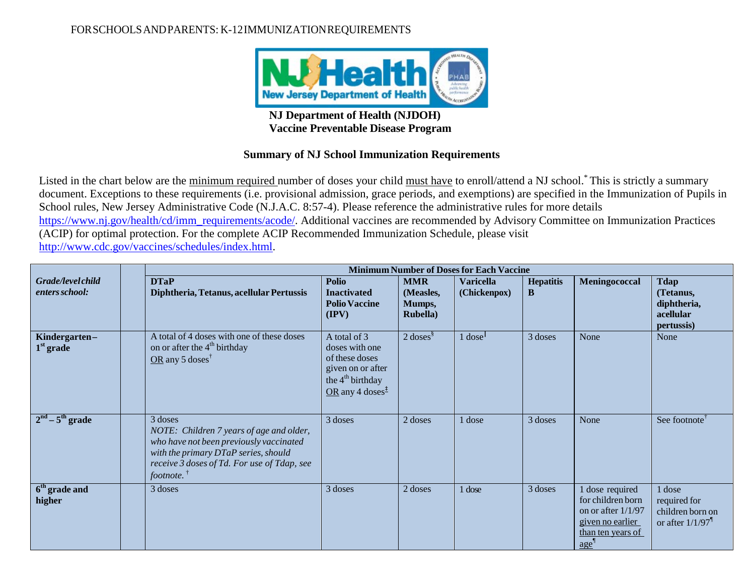FOR SCHOOLS AND PARENTS: K-12 IMMUNIZATION REQUIREMENTS

**NJ Department of Health (NJDOH)**
**Vaccine Preventable Disease Program**

## Summary of NJ School Immunization Requirements

Listed in the chart below are the minimum required number of doses your child must have to enroll/attend a NJ school.[*] This is strictly a summary document. Exceptions to these requirements (i.e. provisional admission, grace periods, and exemptions) are specified in the Immunization of Pupils in School rules, New Jersey Administrative Code (N.J.A.C. 8:57-4). Please reference the administrative rules for more details https://www.nj.gov/health/cd/imm_requirements/acode/. Additional vaccines are recommended by Advisory Committee on Immunization Practices (ACIP) for optimal protection. For the complete ACIP Recommended Immunization Schedule, please visit http://www.cdc.gov/vaccines/schedules/index.html.

| *Grade/level child enters school:* | | **Minimum Number of Doses for Each Vaccine** | | | | | | |
|---|---|---|---|---|---|---|---|---|
| | | **DTaP Diphtheria, Tetanus, acellular Pertussis** | **Polio Inactivated Polio Vaccine (IPV)** | **MMR (Measles, Mumps, Rubella)** | **Varicella (Chickenpox)** | **Hepatitis B** | **Meningococcal** | **Tdap (Tetanus, diphtheria, acellular pertussis)** |
| **Kindergarten – 1st grade** | | A total of 4 doses with one of these doses on or after the 4th birthday OR any 5 doses[†] | A total of 3 doses with one of these doses given on or after the 4th birthday OR any 4 doses[‡] | 2 doses[§] | 1 dose[ǀ] | 3 doses | None | None |
| **2nd – 5th grade** | | 3 doses *NOTE: Children 7 years of age and older, who have not been previously vaccinated with the primary DTaP series, should receive 3 doses of Td. For use of Tdap, see footnote.* [†] | 3 doses | 2 doses | 1 dose | 3 doses | None | See footnote[†] |
| **6th grade and higher** | | 3 doses | 3 doses | 2 doses | 1 dose | 3 doses | 1 dose required for children born on or after 1/1/97 given no earlier than ten years of age[¶] | 1 dose required for children born on or after 1/1/97[¶] |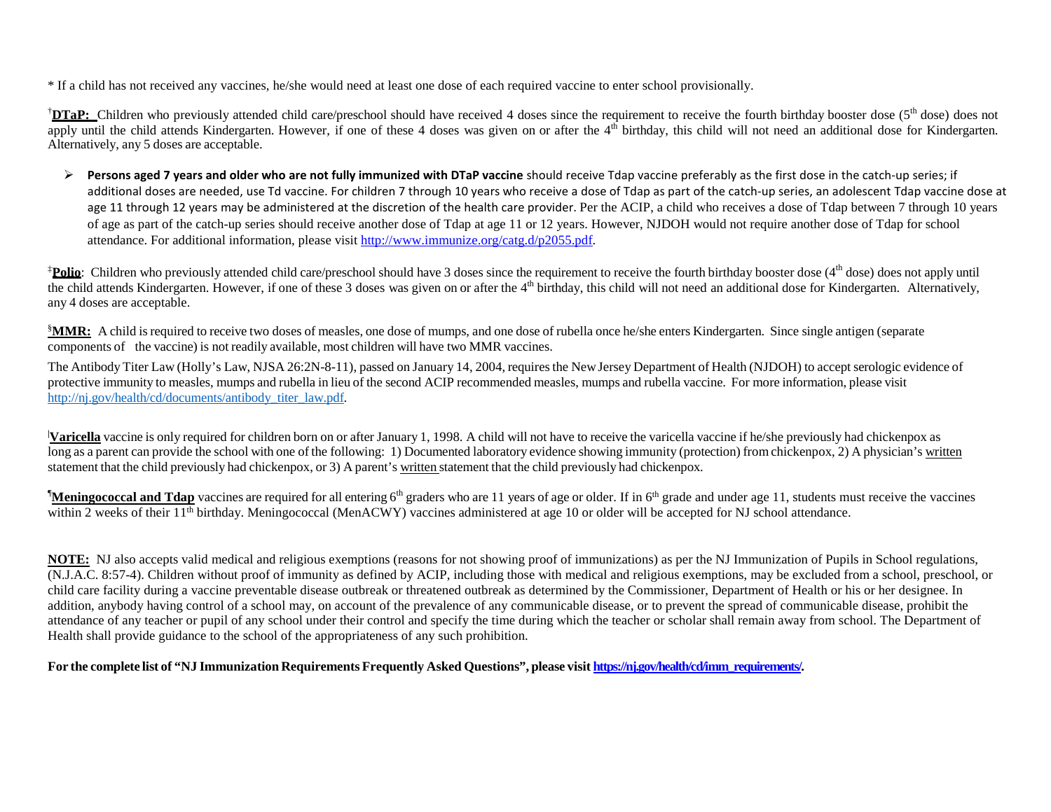* If a child has not received any vaccines, he/she would need at least one dose of each required vaccine to enter school provisionally.

† **DTaP:** Children who previously attended child care/preschool should have received 4 doses since the requirement to receive the fourth birthday booster dose (5th dose) does not apply until the child attends Kindergarten. However, if one of these 4 doses was given on or after the 4th birthday, this child will not need an additional dose for Kindergarten. Alternatively, any 5 doses are acceptable.

- **Persons aged 7 years and older who are not fully immunized with DTaP vaccine** should receive Tdap vaccine preferably as the first dose in the catch-up series; if additional doses are needed, use Td vaccine. For children 7 through 10 years who receive a dose of Tdap as part of the catch-up series, an adolescent Tdap vaccine dose at age 11 through 12 years may be administered at the discretion of the health care provider. Per the ACIP, a child who receives a dose of Tdap between 7 through 10 years of age as part of the catch-up series should receive another dose of Tdap at age 11 or 12 years. However, NJDOH would not require another dose of Tdap for school attendance. For additional information, please visit http://www.immunize.org/catg.d/p2055.pdf.

‡ **Polio**: Children who previously attended child care/preschool should have 3 doses since the requirement to receive the fourth birthday booster dose (4th dose) does not apply until the child attends Kindergarten. However, if one of these 3 doses was given on or after the 4th birthday, this child will not need an additional dose for Kindergarten. Alternatively, any 4 doses are acceptable.

§ **MMR:** A child is required to receive two doses of measles, one dose of mumps, and one dose of rubella once he/she enters Kindergarten. Since single antigen (separate components of the vaccine) is not readily available, most children will have two MMR vaccines.

The Antibody Titer Law (Holly's Law, NJSA 26:2N-8-11), passed on January 14, 2004, requires the New Jersey Department of Health (NJDOH) to accept serologic evidence of protective immunity to measles, mumps and rubella in lieu of the second ACIP recommended measles, mumps and rubella vaccine. For more information, please visit http://nj.gov/health/cd/documents/antibody_titer_law.pdf.

| **Varicella** vaccine is only required for children born on or after January 1, 1998. A child will not have to receive the varicella vaccine if he/she previously had chickenpox as long as a parent can provide the school with one of the following: 1) Documented laboratory evidence showing immunity (protection) from chickenpox, 2) A physician's written statement that the child previously had chickenpox, or 3) A parent's written statement that the child previously had chickenpox.

¶ **Meningococcal and Tdap** vaccines are required for all entering 6th graders who are 11 years of age or older. If in 6th grade and under age 11, students must receive the vaccines within 2 weeks of their 11th birthday. Meningococcal (MenACWY) vaccines administered at age 10 or older will be accepted for NJ school attendance.

**NOTE:** NJ also accepts valid medical and religious exemptions (reasons for not showing proof of immunizations) as per the NJ Immunization of Pupils in School regulations, (N.J.A.C. 8:57-4). Children without proof of immunity as defined by ACIP, including those with medical and religious exemptions, may be excluded from a school, preschool, or child care facility during a vaccine preventable disease outbreak or threatened outbreak as determined by the Commissioner, Department of Health or his or her designee. In addition, anybody having control of a school may, on account of the prevalence of any communicable disease, or to prevent the spread of communicable disease, prohibit the attendance of any teacher or pupil of any school under their control and specify the time during which the teacher or scholar shall remain away from school. The Department of Health shall provide guidance to the school of the appropriateness of any such prohibition.

**For the complete list of "NJ Immunization Requirements Frequently Asked Questions", please visit https://nj.gov/health/cd/imm_requirements/.**